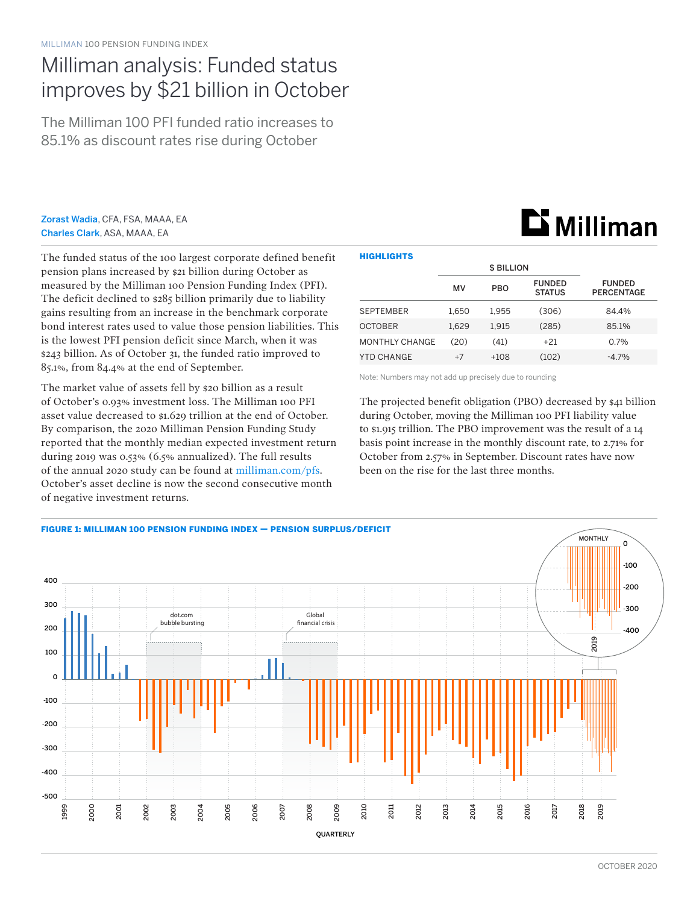MILLIMAN 100 PENSION FUNDING INDEX

# Milliman analysis: Funded status improves by $21 billion in October

## The Milliman 100 PFI funded ratio increases to 85.1% as discount rates rise during October

**Zorast Wadia**, CFA, FSA, MAAA, EA
**Charles Clark**, ASA, MAAA, EA

The funded status of the 100 largest corporate defined benefit pension plans increased by $21 billion during October as measured by the Milliman 100 Pension Funding Index (PFI). The deficit declined to $285 billion primarily due to liability gains resulting from an increase in the benchmark corporate bond interest rates used to value those pension liabilities. This is the lowest PFI pension deficit since March, when it was $243 billion. As of October 31, the funded ratio improved to 85.1%, from 84.4% at the end of September.

The market value of assets fell by $20 billion as a result of October's 0.93% investment loss. The Milliman 100 PFI asset value decreased to $1.629 trillion at the end of October. By comparison, the 2020 Milliman Pension Funding Study reported that the monthly median expected investment return during 2019 was 0.53% (6.5% annualized). The full results of the annual 2020 study can be found at milliman.com/pfs. October's asset decline is now the second consecutive month of negative investment returns.

**HIGHLIGHTS**

| | $ BILLION | | | |
|---|---|---|---|---|
| | MV | PBO | FUNDED STATUS | FUNDED PERCENTAGE |
| SEPTEMBER | 1,650 | 1,955 | (306) | 84.4% |
| OCTOBER | 1,629 | 1,915 | (285) | 85.1% |
| MONTHLY CHANGE | (20) | (41) | +21 | 0.7% |
| YTD CHANGE | +7 | +108 | (102) | -4.7% |

Note: Numbers may not add up precisely due to rounding

The projected benefit obligation (PBO) decreased by $41 billion during October, moving the Milliman 100 PFI liability value to $1.915 trillion. The PBO improvement was the result of a 14 basis point increase in the monthly discount rate, to 2.71% for October from 2.57% in September. Discount rates have now been on the rise for the last three months.

**FIGURE 1: MILLIMAN 100 PENSION FUNDING INDEX — PENSION SURPLUS/DEFICIT**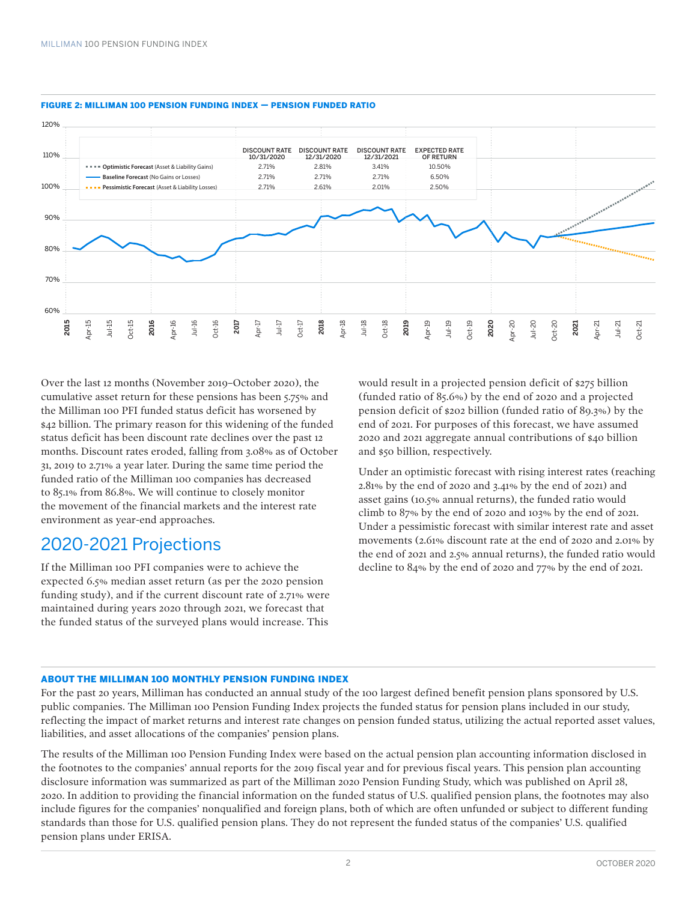**FIGURE 2: MILLIMAN 100 PENSION FUNDING INDEX — PENSION FUNDED RATIO**

| | DISCOUNT RATE 10/31/2020 | DISCOUNT RATE 12/31/2020 | DISCOUNT RATE 12/31/2021 | EXPECTED RATE OF RETURN |
|---|---|---|---|---|
| **Optimistic Forecast** (Asset & Liability Gains) | 2.71% | 2.81% | 3.41% | 10.50% |
| **Baseline Forecast** (No Gains or Losses) | 2.71% | 2.71% | 2.71% | 6.50% |
| **Pessimistic Forecast** (Asset & Liability Losses) | 2.71% | 2.61% | 2.01% | 2.50% |

Over the last 12 months (November 2019–October 2020), the cumulative asset return for these pensions has been 5.75% and the Milliman 100 PFI funded status deficit has worsened by $42 billion. The primary reason for this widening of the funded status deficit has been discount rate declines over the past 12 months. Discount rates eroded, falling from 3.08% as of October 31, 2019 to 2.71% a year later. During the same time period the funded ratio of the Milliman 100 companies has decreased to 85.1% from 86.8%. We will continue to closely monitor the movement of the financial markets and the interest rate environment as year-end approaches.

## 2020-2021 Projections

If the Milliman 100 PFI companies were to achieve the expected 6.5% median asset return (as per the 2020 pension funding study), and if the current discount rate of 2.71% were maintained during years 2020 through 2021, we forecast that the funded status of the surveyed plans would increase. This would result in a projected pension deficit of $275 billion (funded ratio of 85.6%) by the end of 2020 and a projected pension deficit of $202 billion (funded ratio of 89.3%) by the end of 2021. For purposes of this forecast, we have assumed 2020 and 2021 aggregate annual contributions of $40 billion and $50 billion, respectively.

Under an optimistic forecast with rising interest rates (reaching 2.81% by the end of 2020 and 3.41% by the end of 2021) and asset gains (10.5% annual returns), the funded ratio would climb to 87% by the end of 2020 and 103% by the end of 2021. Under a pessimistic forecast with similar interest rate and asset movements (2.61% discount rate at the end of 2020 and 2.01% by the end of 2021 and 2.5% annual returns), the funded ratio would decline to 84% by the end of 2020 and 77% by the end of 2021.

### ABOUT THE MILLIMAN 100 MONTHLY PENSION FUNDING INDEX

For the past 20 years, Milliman has conducted an annual study of the 100 largest defined benefit pension plans sponsored by U.S. public companies. The Milliman 100 Pension Funding Index projects the funded status for pension plans included in our study, reflecting the impact of market returns and interest rate changes on pension funded status, utilizing the actual reported asset values, liabilities, and asset allocations of the companies' pension plans.

The results of the Milliman 100 Pension Funding Index were based on the actual pension plan accounting information disclosed in the footnotes to the companies' annual reports for the 2019 fiscal year and for previous fiscal years. This pension plan accounting disclosure information was summarized as part of the Milliman 2020 Pension Funding Study, which was published on April 28, 2020. In addition to providing the financial information on the funded status of U.S. qualified pension plans, the footnotes may also include figures for the companies' nonqualified and foreign plans, both of which are often unfunded or subject to different funding standards than those for U.S. qualified pension plans. They do not represent the funded status of the companies' U.S. qualified pension plans under ERISA.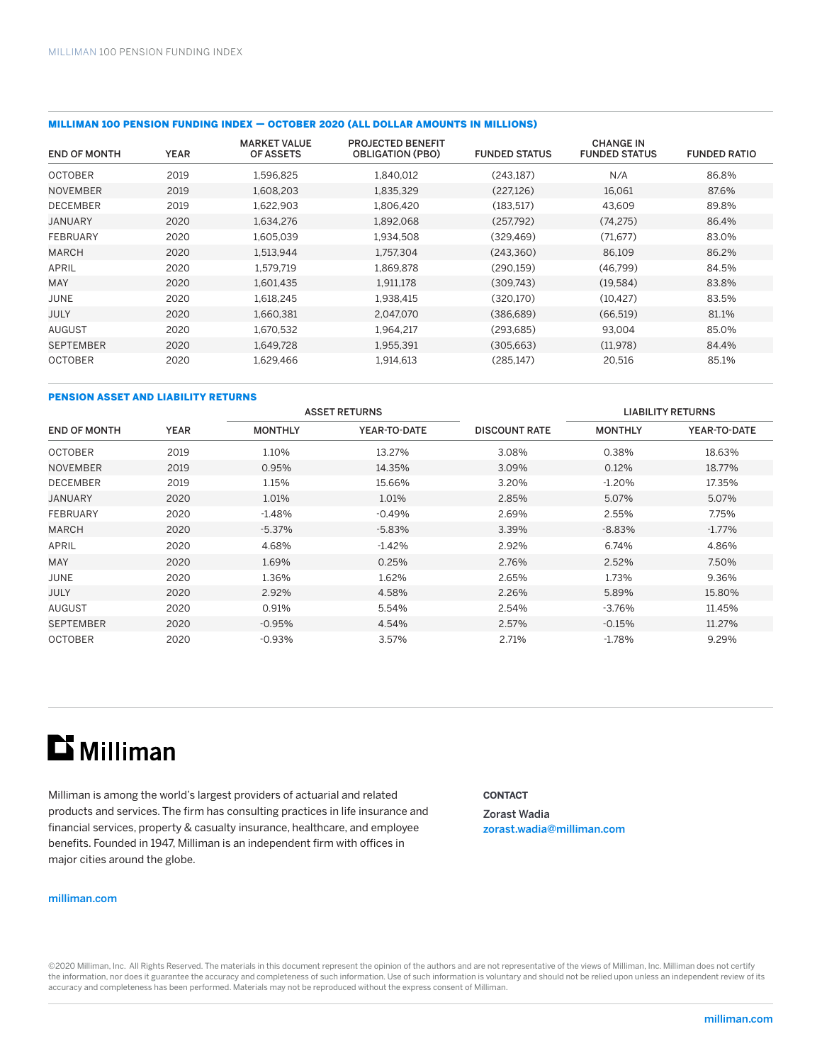### MILLIMAN 100 PENSION FUNDING INDEX — OCTOBER 2020 (ALL DOLLAR AMOUNTS IN MILLIONS)

| END OF MONTH | YEAR | MARKET VALUE OF ASSETS | PROJECTED BENEFIT OBLIGATION (PBO) | FUNDED STATUS | CHANGE IN FUNDED STATUS | FUNDED RATIO |
|---|---|---|---|---|---|---|
| OCTOBER | 2019 | 1,596,825 | 1,840,012 | (243,187) | N/A | 86.8% |
| NOVEMBER | 2019 | 1,608,203 | 1,835,329 | (227,126) | 16,061 | 87.6% |
| DECEMBER | 2019 | 1,622,903 | 1,806,420 | (183,517) | 43,609 | 89.8% |
| JANUARY | 2020 | 1,634,276 | 1,892,068 | (257,792) | (74,275) | 86.4% |
| FEBRUARY | 2020 | 1,605,039 | 1,934,508 | (329,469) | (71,677) | 83.0% |
| MARCH | 2020 | 1,513,944 | 1,757,304 | (243,360) | 86,109 | 86.2% |
| APRIL | 2020 | 1,579,719 | 1,869,878 | (290,159) | (46,799) | 84.5% |
| MAY | 2020 | 1,601,435 | 1,911,178 | (309,743) | (19,584) | 83.8% |
| JUNE | 2020 | 1,618,245 | 1,938,415 | (320,170) | (10,427) | 83.5% |
| JULY | 2020 | 1,660,381 | 2,047,070 | (386,689) | (66,519) | 81.1% |
| AUGUST | 2020 | 1,670,532 | 1,964,217 | (293,685) | 93,004 | 85.0% |
| SEPTEMBER | 2020 | 1,649,728 | 1,955,391 | (305,663) | (11,978) | 84.4% |
| OCTOBER | 2020 | 1,629,466 | 1,914,613 | (285,147) | 20,516 | 85.1% |

### PENSION ASSET AND LIABILITY RETURNS

| | | ASSET RETURNS | | | LIABILITY RETURNS | |
|---|---|---|---|---|---|---|
| END OF MONTH | YEAR | MONTHLY | YEAR-TO-DATE | DISCOUNT RATE | MONTHLY | YEAR-TO-DATE |
| OCTOBER | 2019 | 1.10% | 13.27% | 3.08% | 0.38% | 18.63% |
| NOVEMBER | 2019 | 0.95% | 14.35% | 3.09% | 0.12% | 18.77% |
| DECEMBER | 2019 | 1.15% | 15.66% | 3.20% | -1.20% | 17.35% |
| JANUARY | 2020 | 1.01% | 1.01% | 2.85% | 5.07% | 5.07% |
| FEBRUARY | 2020 | -1.48% | -0.49% | 2.69% | 2.55% | 7.75% |
| MARCH | 2020 | -5.37% | -5.83% | 3.39% | -8.83% | -1.77% |
| APRIL | 2020 | 4.68% | -1.42% | 2.92% | 6.74% | 4.86% |
| MAY | 2020 | 1.69% | 0.25% | 2.76% | 2.52% | 7.50% |
| JUNE | 2020 | 1.36% | 1.62% | 2.65% | 1.73% | 9.36% |
| JULY | 2020 | 2.92% | 4.58% | 2.26% | 5.89% | 15.80% |
| AUGUST | 2020 | 0.91% | 5.54% | 2.54% | -3.76% | 11.45% |
| SEPTEMBER | 2020 | -0.95% | 4.54% | 2.57% | -0.15% | 11.27% |
| OCTOBER | 2020 | -0.93% | 3.57% | 2.71% | -1.78% | 9.29% |

**Milliman**

Milliman is among the world's largest providers of actuarial and related products and services. The firm has consulting practices in life insurance and financial services, property & casualty insurance, healthcare, and employee benefits. Founded in 1947, Milliman is an independent firm with offices in major cities around the globe.

milliman.com

**CONTACT**

Zorast Wadia
zorast.wadia@milliman.com

©2020 Milliman, Inc. All Rights Reserved. The materials in this document represent the opinion of the authors and are not representative of the views of Milliman, Inc. Milliman does not certify the information, nor does it guarantee the accuracy and completeness of such information. Use of such information is voluntary and should not be relied upon unless an independent review of its accuracy and completeness has been performed. Materials may not be reproduced without the express consent of Milliman.